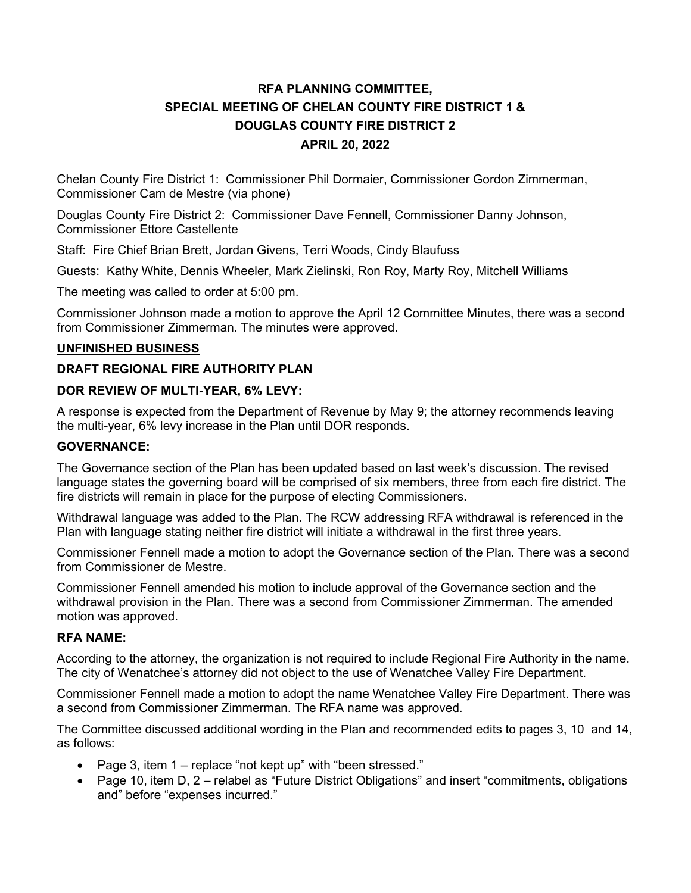# RFA PLANNING COMMITTEE, SPECIAL MEETING OF CHELAN COUNTY FIRE DISTRICT 1 & DOUGLAS COUNTY FIRE DISTRICT 2

## APRIL 20, 2022

Chelan County Fire District 1: Commissioner Phil Dormaier, Commissioner Gordon Zimmerman, Commissioner Cam de Mestre (via phone)

Douglas County Fire District 2: Commissioner Dave Fennell, Commissioner Danny Johnson, Commissioner Ettore Castellente

Staff: Fire Chief Brian Brett, Jordan Givens, Terri Woods, Cindy Blaufuss

Guests: Kathy White, Dennis Wheeler, Mark Zielinski, Ron Roy, Marty Roy, Mitchell Williams

The meeting was called to order at 5:00 pm.

Commissioner Johnson made a motion to approve the April 12 Committee Minutes, there was a second from Commissioner Zimmerman. The minutes were approved.

### UNFINISHED BUSINESS

### DRAFT REGIONAL FIRE AUTHORITY PLAN

### DOR REVIEW OF MULTI-YEAR, 6% LEVY:

A response is expected from the Department of Revenue by May 9; the attorney recommends leaving the multi-year, 6% levy increase in the Plan until DOR responds.

### GOVERNANCE:

The Governance section of the Plan has been updated based on last week's discussion. The revised language states the governing board will be comprised of six members, three from each fire district. The fire districts will remain in place for the purpose of electing Commissioners.

Withdrawal language was added to the Plan. The RCW addressing RFA withdrawal is referenced in the Plan with language stating neither fire district will initiate a withdrawal in the first three years.

Commissioner Fennell made a motion to adopt the Governance section of the Plan. There was a second from Commissioner de Mestre.

Commissioner Fennell amended his motion to include approval of the Governance section and the withdrawal provision in the Plan. There was a second from Commissioner Zimmerman. The amended motion was approved.

### RFA NAME:

According to the attorney, the organization is not required to include Regional Fire Authority in the name. The city of Wenatchee's attorney did not object to the use of Wenatchee Valley Fire Department.

Commissioner Fennell made a motion to adopt the name Wenatchee Valley Fire Department. There was a second from Commissioner Zimmerman. The RFA name was approved.

The Committee discussed additional wording in the Plan and recommended edits to pages 3, 10 and 14, as follows:

- Page 3, item 1 – replace "not kept up" with "been stressed."
- Page 10, item D, 2 – relabel as "Future District Obligations" and insert "commitments, obligations and" before "expenses incurred."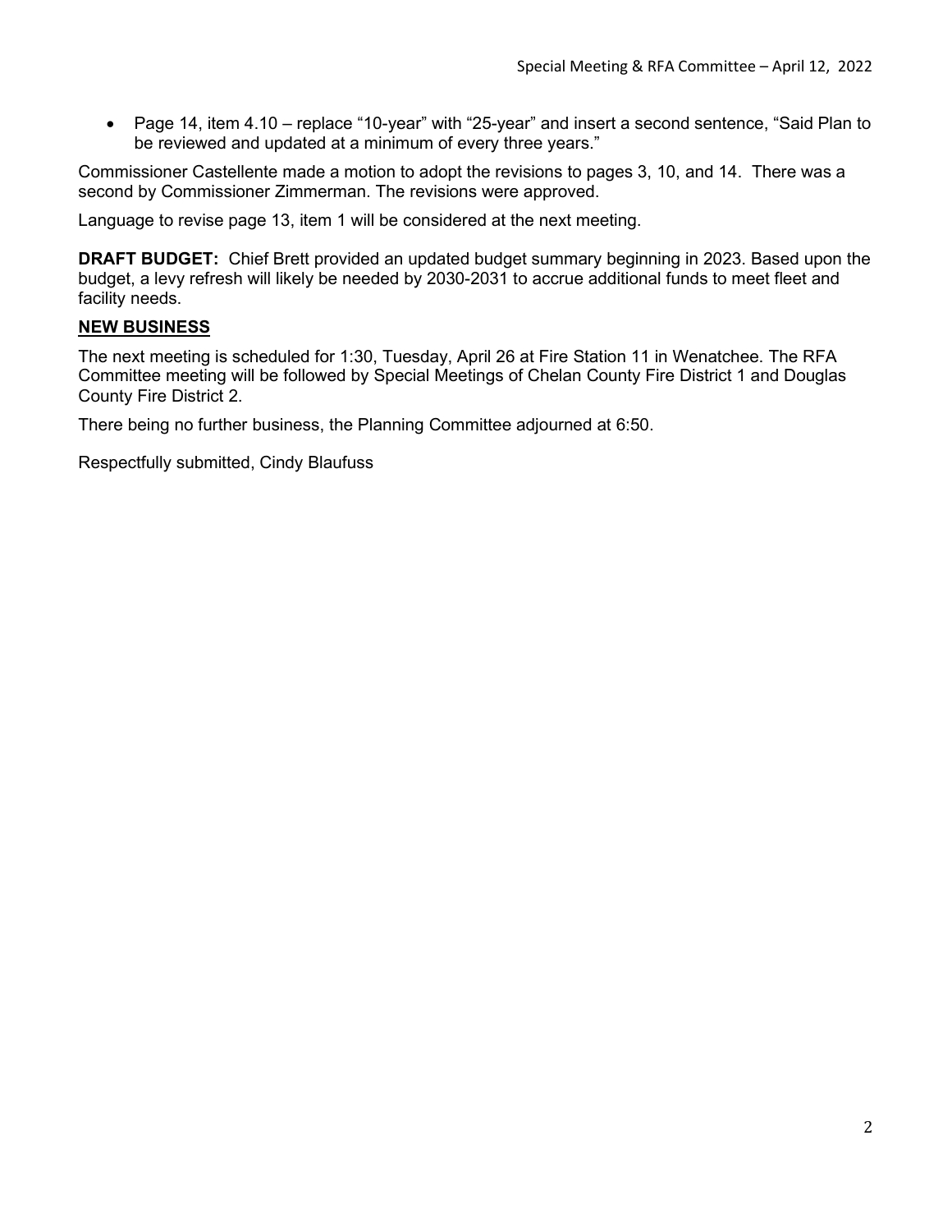- Page 14, item 4.10 – replace "10-year" with "25-year" and insert a second sentence, "Said Plan to be reviewed and updated at a minimum of every three years."

Commissioner Castellente made a motion to adopt the revisions to pages 3, 10, and 14. There was a second by Commissioner Zimmerman. The revisions were approved.

Language to revise page 13, item 1 will be considered at the next meeting.

**DRAFT BUDGET:** Chief Brett provided an updated budget summary beginning in 2023. Based upon the budget, a levy refresh will likely be needed by 2030-2031 to accrue additional funds to meet fleet and facility needs.

**NEW BUSINESS**

The next meeting is scheduled for 1:30, Tuesday, April 26 at Fire Station 11 in Wenatchee. The RFA Committee meeting will be followed by Special Meetings of Chelan County Fire District 1 and Douglas County Fire District 2.

There being no further business, the Planning Committee adjourned at 6:50.

Respectfully submitted, Cindy Blaufuss